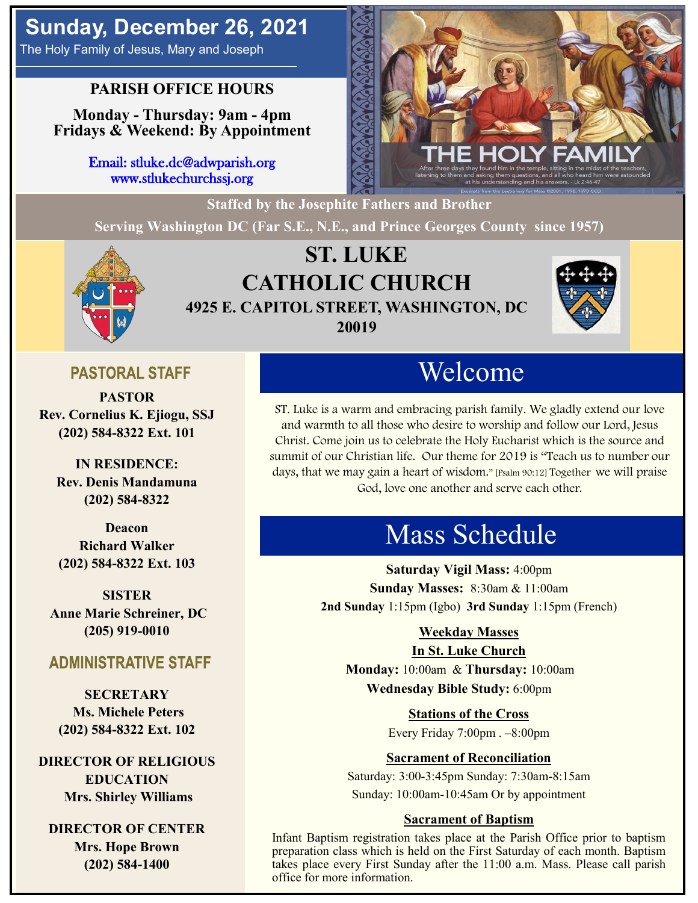# Sunday, December 26, 2021

The Holy Family of Jesus, Mary and Joseph

**PARISH OFFICE HOURS**

**Monday - Thursday: 9am - 4pm**
**Fridays & Weekend: By Appointment**

Email: stluke.dc@adwparish.org
www.stlukechurchssj.org

THE HOLY FAMILY

After three days they found him in the temple, sitting in the midst of the teachers, listening to them and asking them questions, and all who heard him were astounded at his understanding and his answers. - Lk 2:46-47

Excerpts from the Lectionary for Mass ©2001, 1998, 1970 CCD.

**Staffed by the Josephite Fathers and Brother**

**Serving Washington DC (Far S.E., N.E., and Prince Georges County since 1957)**

# ST. LUKE CATHOLIC CHURCH

**4925 E. CAPITOL STREET, WASHINGTON, DC 20019**

## PASTORAL STAFF

**PASTOR**
**Rev. Cornelius K. Ejiogu, SSJ**
**(202) 584-8322 Ext. 101**

**IN RESIDENCE:**
**Rev. Denis Mandamuna**
**(202) 584-8322**

**Deacon**
**Richard Walker**
**(202) 584-8322 Ext. 103**

**SISTER**
**Anne Marie Schreiner, DC**
**(205) 919-0010**

## ADMINISTRATIVE STAFF

**SECRETARY**
**Ms. Michele Peters**
**(202) 584-8322 Ext. 102**

**DIRECTOR OF RELIGIOUS EDUCATION**
**Mrs. Shirley Williams**

**DIRECTOR OF CENTER**
**Mrs. Hope Brown**
**(202) 584-1400**

## Welcome

ST. Luke is a warm and embracing parish family. We gladly extend our love and warmth to all those who desire to worship and follow our Lord, Jesus Christ. Come join us to celebrate the Holy Eucharist which is the source and summit of our Christian life. Our theme for 2019 is "Teach us to number our days, that we may gain a heart of wisdom." [Psalm 90:12] Together we will praise God, love one another and serve each other.

## Mass Schedule

**Saturday Vigil Mass:** 4:00pm
**Sunday Masses:** 8:30am & 11:00am
**2nd Sunday** 1:15pm (Igbo) **3rd Sunday** 1:15pm (French)

**Weekday Masses**
**In St. Luke Church**
**Monday:** 10:00am & **Thursday:** 10:00am
**Wednesday Bible Study:** 6:00pm

**Stations of the Cross**
Every Friday 7:00pm . –8:00pm

**Sacrament of Reconciliation**
Saturday: 3:00-3:45pm Sunday: 7:30am-8:15am
Sunday: 10:00am-10:45am Or by appointment

**Sacrament of Baptism**
Infant Baptism registration takes place at the Parish Office prior to baptism preparation class which is held on the First Saturday of each month. Baptism takes place every First Sunday after the 11:00 a.m. Mass. Please call parish office for more information.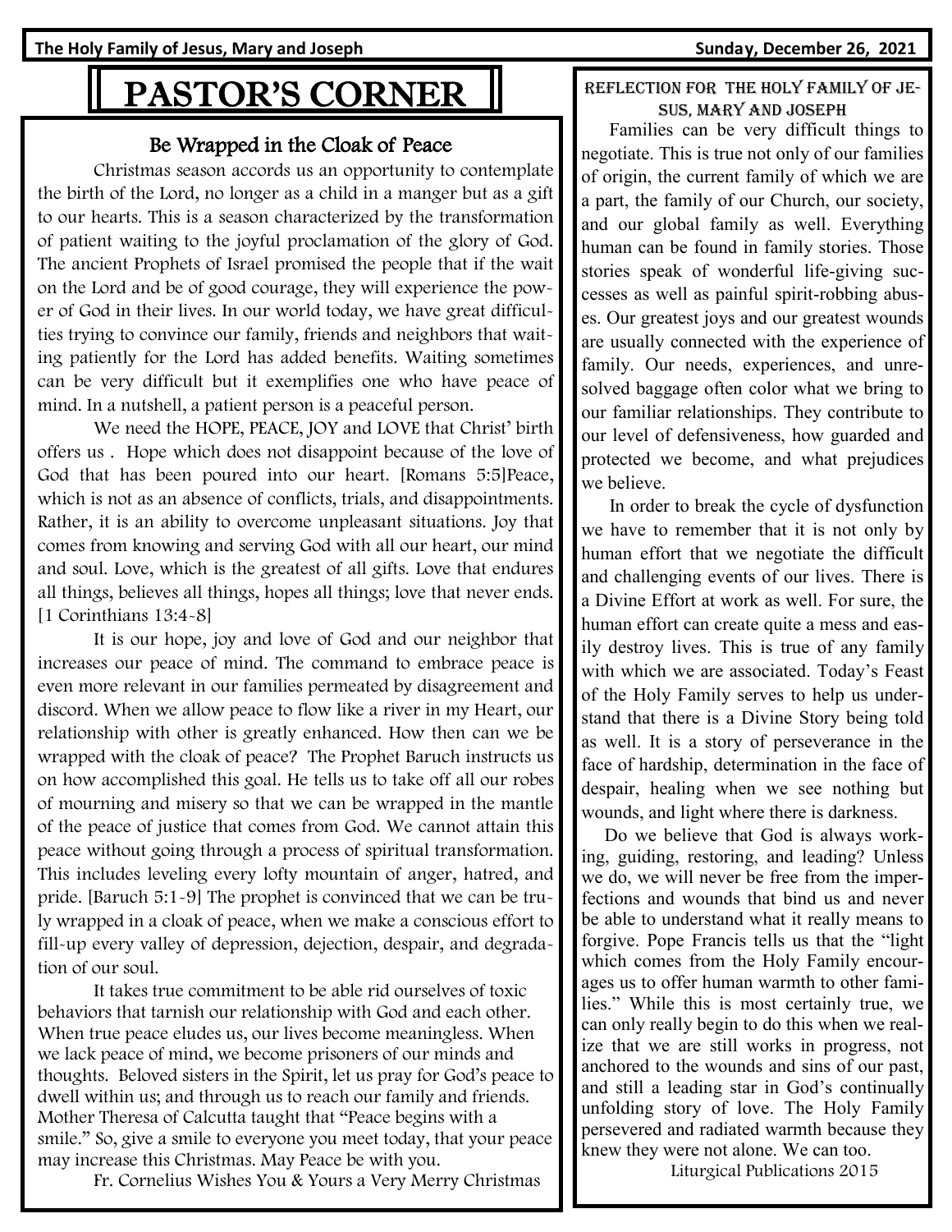# PASTOR'S CORNER

## Be Wrapped in the Cloak of Peace

Christmas season accords us an opportunity to contemplate the birth of the Lord, no longer as a child in a manger but as a gift to our hearts. This is a season characterized by the transformation of patient waiting to the joyful proclamation of the glory of God. The ancient Prophets of Israel promised the people that if the wait on the Lord and be of good courage, they will experience the power of God in their lives. In our world today, we have great difficulties trying to convince our family, friends and neighbors that waiting patiently for the Lord has added benefits. Waiting sometimes can be very difficult but it exemplifies one who have peace of mind. In a nutshell, a patient person is a peaceful person.

We need the HOPE, PEACE, JOY and LOVE that Christ' birth offers us . Hope which does not disappoint because of the love of God that has been poured into our heart. [Romans 5:5]Peace, which is not as an absence of conflicts, trials, and disappointments. Rather, it is an ability to overcome unpleasant situations. Joy that comes from knowing and serving God with all our heart, our mind and soul. Love, which is the greatest of all gifts. Love that endures all things, believes all things, hopes all things; love that never ends. [1 Corinthians 13:4-8]

It is our hope, joy and love of God and our neighbor that increases our peace of mind. The command to embrace peace is even more relevant in our families permeated by disagreement and discord. When we allow peace to flow like a river in my Heart, our relationship with other is greatly enhanced. How then can we be wrapped with the cloak of peace? The Prophet Baruch instructs us on how accomplished this goal. He tells us to take off all our robes of mourning and misery so that we can be wrapped in the mantle of the peace of justice that comes from God. We cannot attain this peace without going through a process of spiritual transformation. This includes leveling every lofty mountain of anger, hatred, and pride. [Baruch 5:1-9] The prophet is convinced that we can be truly wrapped in a cloak of peace, when we make a conscious effort to fill-up every valley of depression, dejection, despair, and degradation of our soul.

It takes true commitment to be able rid ourselves of toxic behaviors that tarnish our relationship with God and each other. When true peace eludes us, our lives become meaningless. When we lack peace of mind, we become prisoners of our minds and thoughts. Beloved sisters in the Spirit, let us pray for God's peace to dwell within us; and through us to reach our family and friends. Mother Theresa of Calcutta taught that "Peace begins with a smile." So, give a smile to everyone you meet today, that your peace may increase this Christmas. May Peace be with you.

Fr. Cornelius Wishes You & Yours a Very Merry Christmas

## Reflection for The Holy Family of Jesus, Mary and Joseph

Families can be very difficult things to negotiate. This is true not only of our families of origin, the current family of which we are a part, the family of our Church, our society, and our global family as well. Everything human can be found in family stories. Those stories speak of wonderful life-giving successes as well as painful spirit-robbing abuses. Our greatest joys and our greatest wounds are usually connected with the experience of family. Our needs, experiences, and unresolved baggage often color what we bring to our familiar relationships. They contribute to our level of defensiveness, how guarded and protected we become, and what prejudices we believe.

In order to break the cycle of dysfunction we have to remember that it is not only by human effort that we negotiate the difficult and challenging events of our lives. There is a Divine Effort at work as well. For sure, the human effort can create quite a mess and easily destroy lives. This is true of any family with which we are associated. Today's Feast of the Holy Family serves to help us understand that there is a Divine Story being told as well. It is a story of perseverance in the face of hardship, determination in the face of despair, healing when we see nothing but wounds, and light where there is darkness.

Do we believe that God is always working, guiding, restoring, and leading? Unless we do, we will never be free from the imperfections and wounds that bind us and never be able to understand what it really means to forgive. Pope Francis tells us that the "light which comes from the Holy Family encourages us to offer human warmth to other families." While this is most certainly true, we can only really begin to do this when we realize that we are still works in progress, not anchored to the wounds and sins of our past, and still a leading star in God's continually unfolding story of love. The Holy Family persevered and radiated warmth because they knew they were not alone. We can too.

Liturgical Publications 2015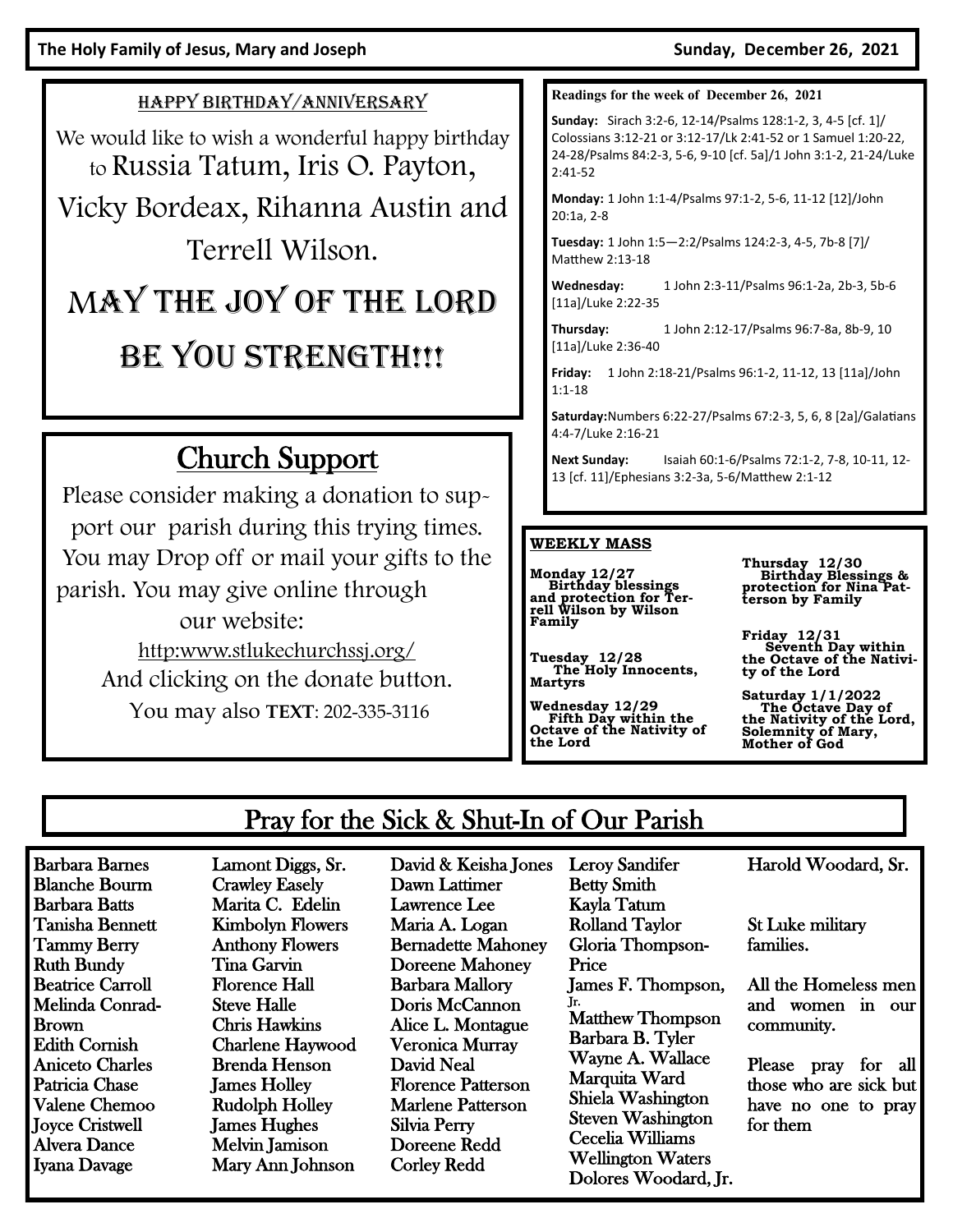## HAPPY BIRTHDAY/ANNIVERSARY

We would like to wish a wonderful happy birthday to Russia Tatum, Iris O. Payton, Vicky Bordeax, Rihanna Austin and Terrell Wilson.

# MAY THE JOY OF THE LORD BE YOU STRENGTH!!!

## Church Support

Please consider making a donation to support our parish during this trying times. You may Drop off or mail your gifts to the parish. You may give online through our website:

http:www.stlukechurchssj.org/

And clicking on the donate button.

You may also **TEXT**: 202-335-3116

**Readings for the week of December 26, 2021**

**Sunday:** Sirach 3:2-6, 12-14/Psalms 128:1-2, 3, 4-5 [cf. 1]/ Colossians 3:12-21 or 3:12-17/Lk 2:41-52 or 1 Samuel 1:20-22, 24-28/Psalms 84:2-3, 5-6, 9-10 [cf. 5a]/1 John 3:1-2, 21-24/Luke 2:41-52

**Monday:** 1 John 1:1-4/Psalms 97:1-2, 5-6, 11-12 [12]/John 20:1a, 2-8

**Tuesday:** 1 John 1:5—2:2/Psalms 124:2-3, 4-5, 7b-8 [7]/ Matthew 2:13-18

**Wednesday:** 1 John 2:3-11/Psalms 96:1-2a, 2b-3, 5b-6 [11a]/Luke 2:22-35

**Thursday:** 1 John 2:12-17/Psalms 96:7-8a, 8b-9, 10 [11a]/Luke 2:36-40

**Friday:** 1 John 2:18-21/Psalms 96:1-2, 11-12, 13 [11a]/John 1:1-18

**Saturday:** Numbers 6:22-27/Psalms 67:2-3, 5, 6, 8 [2a]/Galatians 4:4-7/Luke 2:16-21

**Next Sunday:** Isaiah 60:1-6/Psalms 72:1-2, 7-8, 10-11, 12-13 [cf. 11]/Ephesians 3:2-3a, 5-6/Matthew 2:1-12

**WEEKLY MASS**

**Monday 12/27**
Birthday blessings and protection for Terrell Wilson by Wilson Family

**Tuesday 12/28**
The Holy Innocents, Martyrs

**Wednesday 12/29**
Fifth Day within the Octave of the Nativity of the Lord

**Thursday 12/30**
Birthday Blessings & protection for Nina Patterson by Family

**Friday 12/31**
Seventh Day within the Octave of the Nativity of the Lord

**Saturday 1/1/2022**
The Octave Day of the Nativity of the Lord, Solemnity of Mary, Mother of God

## Pray for the Sick & Shut-In of Our Parish

Barbara Barnes
Blanche Bourm
Barbara Batts
Tanisha Bennett
Tammy Berry
Ruth Bundy
Beatrice Carroll
Melinda Conrad-Brown
Edith Cornish
Aniceto Charles
Patricia Chase
Valene Chemoo
Joyce Cristwell
Alvera Dance
Iyana Davage
Lamont Diggs, Sr.
Crawley Easely
Marita C. Edelin
Kimbolyn Flowers
Anthony Flowers
Tina Garvin
Florence Hall
Steve Halle
Chris Hawkins
Charlene Haywood
Brenda Henson
James Holley
Rudolph Holley
James Hughes
Melvin Jamison
Mary Ann Johnson
David & Keisha Jones
Dawn Lattimer
Lawrence Lee
Maria A. Logan
Bernadette Mahoney
Doreene Mahoney
Barbara Mallory
Doris McCannon
Alice L. Montague
Veronica Murray
David Neal
Florence Patterson
Marlene Patterson
Silvia Perry
Doreene Redd
Corley Redd
Leroy Sandifer
Betty Smith
Kayla Tatum
Rolland Taylor
Gloria Thompson-Price
James F. Thompson, Jr.
Matthew Thompson
Barbara B. Tyler
Wayne A. Wallace
Marquita Ward
Shiela Washington
Steven Washington
Cecelia Williams
Wellington Waters
Dolores Woodard, Jr.
Harold Woodard, Sr.

St Luke military families.

All the Homeless men and women in our community.

Please pray for all those who are sick but have no one to pray for them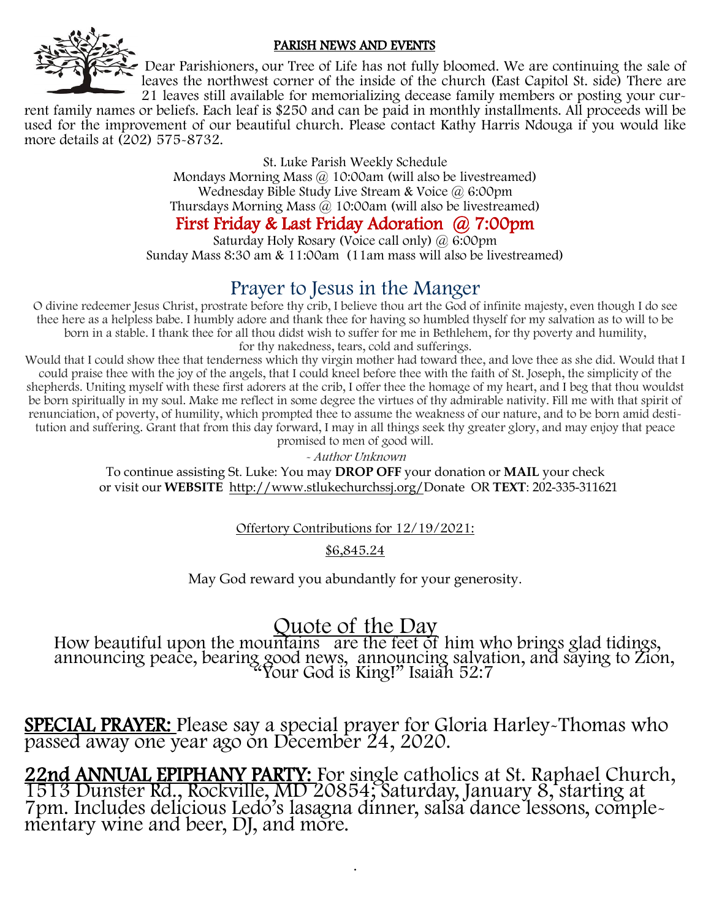## PARISH NEWS AND EVENTS

Dear Parishioners, our Tree of Life has not fully bloomed. We are continuing the sale of leaves the northwest corner of the inside of the church (East Capitol St. side) There are 21 leaves still available for memorializing decease family members or posting your current family names or beliefs. Each leaf is $250 and can be paid in monthly installments. All proceeds will be used for the improvement of our beautiful church. Please contact Kathy Harris Ndouga if you would like more details at (202) 575-8732.

St. Luke Parish Weekly Schedule
Mondays Morning Mass @ 10:00am (will also be livestreamed)
Wednesday Bible Study Live Stream & Voice @ 6:00pm
Thursdays Morning Mass @ 10:00am (will also be livestreamed)

**First Friday & Last Friday Adoration @ 7:00pm**

Saturday Holy Rosary (Voice call only) @ 6:00pm
Sunday Mass 8:30 am & 11:00am (11am mass will also be livestreamed)

## Prayer to Jesus in the Manger

O divine redeemer Jesus Christ, prostrate before thy crib, I believe thou art the God of infinite majesty, even though I do see thee here as a helpless babe. I humbly adore and thank thee for having so humbled thyself for my salvation as to will to be born in a stable. I thank thee for all thou didst wish to suffer for me in Bethlehem, for thy poverty and humility, for thy nakedness, tears, cold and sufferings.

Would that I could show thee that tenderness which thy virgin mother had toward thee, and love thee as she did. Would that I could praise thee with the joy of the angels, that I could kneel before thee with the faith of St. Joseph, the simplicity of the shepherds. Uniting myself with these first adorers at the crib, I offer thee the homage of my heart, and I beg that thou wouldst be born spiritually in my soul. Make me reflect in some degree the virtues of thy admirable nativity. Fill me with that spirit of renunciation, of poverty, of humility, which prompted thee to assume the weakness of our nature, and to be born amid destitution and suffering. Grant that from this day forward, I may in all things seek thy greater glory, and may enjoy that peace promised to men of good will.

*- Author Unknown*

To continue assisting St. Luke: You may **DROP OFF** your donation or **MAIL** your check or visit our **WEBSITE** http://www.stlukechurchssj.org/Donate OR **TEXT**: 202-335-311621

Offertory Contributions for 12/19/2021:

$6,845.24

May God reward you abundantly for your generosity.

## Quote of the Day

How beautiful upon the mountains are the feet of him who brings glad tidings, announcing peace, bearing good news, announcing salvation, and saying to Zion, "Your God is King!" Isaiah 52:7

**SPECIAL PRAYER:** Please say a special prayer for Gloria Harley-Thomas who passed away one year ago on December 24, 2020.

**22nd ANNUAL EPIPHANY PARTY:** For single catholics at St. Raphael Church, 1513 Dunster Rd., Rockville, MD 20854; Saturday, January 8, starting at 7pm. Includes delicious Ledo's lasagna dinner, salsa dance lessons, complementary wine and beer, DJ, and more.